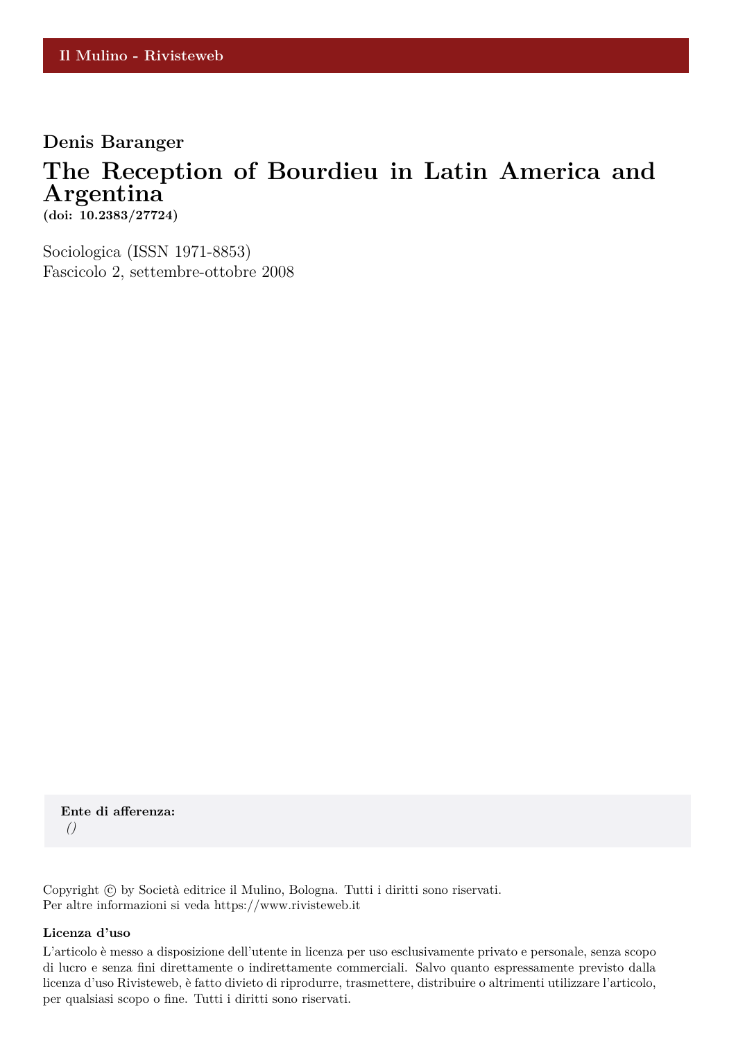Il Mulino - Rivisteweb

**Denis Baranger**

# The Reception of Bourdieu in Latin America and Argentina

**(doi: 10.2383/27724)**

Sociologica (ISSN 1971-8853)
Fascicolo 2, settembre-ottobre 2008

**Ente di afferenza:**
*()*

Copyright © by Società editrice il Mulino, Bologna. Tutti i diritti sono riservati.
Per altre informazioni si veda https://www.rivisteweb.it

**Licenza d'uso**

L'articolo è messo a disposizione dell'utente in licenza per uso esclusivamente privato e personale, senza scopo di lucro e senza fini direttamente o indirettamente commerciali. Salvo quanto espressamente previsto dalla licenza d'uso Rivisteweb, è fatto divieto di riprodurre, trasmettere, distribuire o altrimenti utilizzare l'articolo, per qualsiasi scopo o fine. Tutti i diritti sono riservati.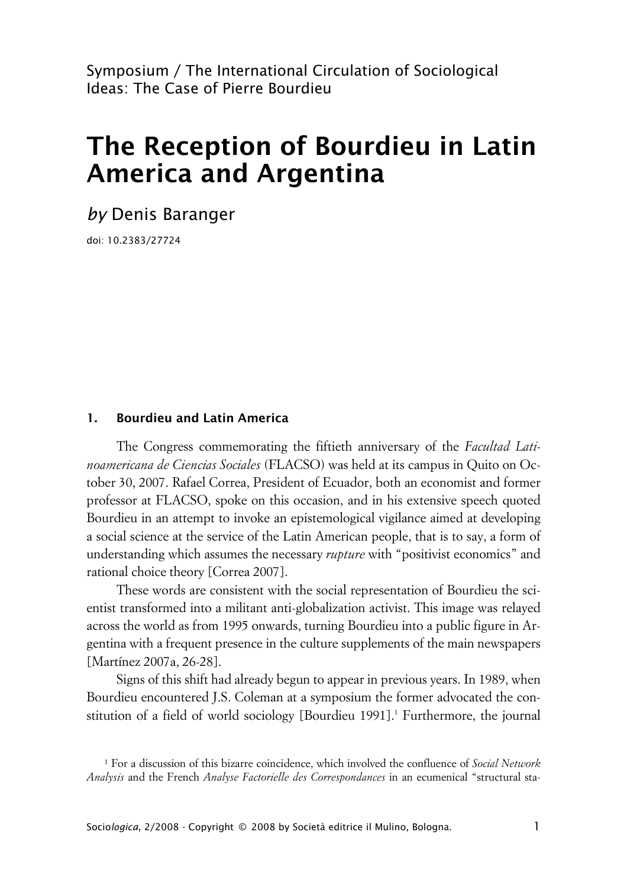Symposium / The International Circulation of Sociological Ideas: The Case of Pierre Bourdieu

# The Reception of Bourdieu in Latin America and Argentina

*by* Denis Baranger

doi: 10.2383/27724

### 1. Bourdieu and Latin America

The Congress commemorating the fiftieth anniversary of the *Facultad Latinoamericana de Ciencias Sociales* (FLACSO) was held at its campus in Quito on October 30, 2007. Rafael Correa, President of Ecuador, both an economist and former professor at FLACSO, spoke on this occasion, and in his extensive speech quoted Bourdieu in an attempt to invoke an epistemological vigilance aimed at developing a social science at the service of the Latin American people, that is to say, a form of understanding which assumes the necessary *rupture* with "positivist economics" and rational choice theory [Correa 2007].

These words are consistent with the social representation of Bourdieu the scientist transformed into a militant anti-globalization activist. This image was relayed across the world as from 1995 onwards, turning Bourdieu into a public figure in Argentina with a frequent presence in the culture supplements of the main newspapers [Martínez 2007a, 26-28].

Signs of this shift had already begun to appear in previous years. In 1989, when Bourdieu encountered J.S. Coleman at a symposium the former advocated the constitution of a field of world sociology [Bourdieu 1991].[1] Furthermore, the journal

[1] For a discussion of this bizarre coincidence, which involved the confluence of *Social Network Analysis* and the French *Analyse Factorielle des Correspondances* in an ecumenical "structural sta-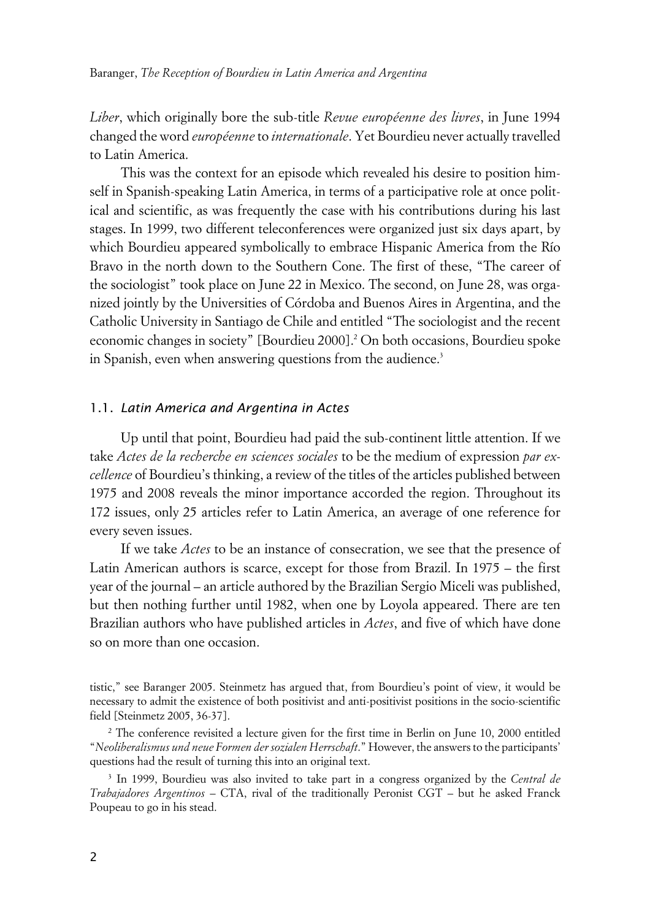*Liber*, which originally bore the sub-title *Revue européenne des livres*, in June 1994 changed the word *européenne* to *internationale*. Yet Bourdieu never actually travelled to Latin America.

This was the context for an episode which revealed his desire to position himself in Spanish-speaking Latin America, in terms of a participative role at once political and scientific, as was frequently the case with his contributions during his last stages. In 1999, two different teleconferences were organized just six days apart, by which Bourdieu appeared symbolically to embrace Hispanic America from the Río Bravo in the north down to the Southern Cone. The first of these, "The career of the sociologist" took place on June 22 in Mexico. The second, on June 28, was organized jointly by the Universities of Córdoba and Buenos Aires in Argentina, and the Catholic University in Santiago de Chile and entitled "The sociologist and the recent economic changes in society" [Bourdieu 2000].[2] On both occasions, Bourdieu spoke in Spanish, even when answering questions from the audience.[3]

### 1.1. *Latin America and Argentina in Actes*

Up until that point, Bourdieu had paid the sub-continent little attention. If we take *Actes de la recherche en sciences sociales* to be the medium of expression *par excellence* of Bourdieu's thinking, a review of the titles of the articles published between 1975 and 2008 reveals the minor importance accorded the region. Throughout its 172 issues, only 25 articles refer to Latin America, an average of one reference for every seven issues.

If we take *Actes* to be an instance of consecration, we see that the presence of Latin American authors is scarce, except for those from Brazil. In 1975 – the first year of the journal – an article authored by the Brazilian Sergio Miceli was published, but then nothing further until 1982, when one by Loyola appeared. There are ten Brazilian authors who have published articles in *Actes*, and five of which have done so on more than one occasion.

tistic," see Baranger 2005. Steinmetz has argued that, from Bourdieu's point of view, it would be necessary to admit the existence of both positivist and anti-positivist positions in the socio-scientific field [Steinmetz 2005, 36-37].

[2] The conference revisited a lecture given for the first time in Berlin on June 10, 2000 entitled "*Neoliberalismus und neue Formen der sozialen Herrschaft*." However, the answers to the participants' questions had the result of turning this into an original text.

[3] In 1999, Bourdieu was also invited to take part in a congress organized by the *Central de Trabajadores Argentinos* – CTA, rival of the traditionally Peronist CGT – but he asked Franck Poupeau to go in his stead.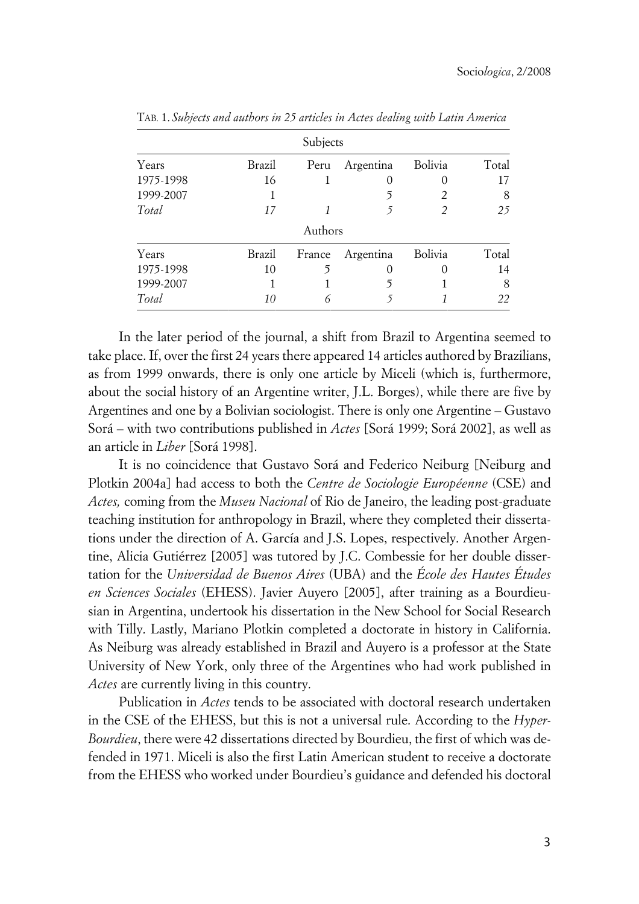TAB. 1. *Subjects and authors in 25 articles in Actes dealing with Latin America*

| Subjects | | | | | |
|---|---|---|---|---|---|
| Years | Brazil | Peru | Argentina | Bolivia | Total |
| 1975-1998 | 16 | 1 | 0 | 0 | 17 |
| 1999-2007 | 1 | | 5 | 2 | 8 |
| *Total* | *17* | *1* | *5* | *2* | *25* |
| **Authors** | | | | | |
| Years | Brazil | France | Argentina | Bolivia | Total |
| 1975-1998 | 10 | 5 | 0 | 0 | 14 |
| 1999-2007 | 1 | 1 | 5 | 1 | 8 |
| *Total* | *10* | *6* | *5* | *1* | *22* |

In the later period of the journal, a shift from Brazil to Argentina seemed to take place. If, over the first 24 years there appeared 14 articles authored by Brazilians, as from 1999 onwards, there is only one article by Miceli (which is, furthermore, about the social history of an Argentine writer, J.L. Borges), while there are five by Argentines and one by a Bolivian sociologist. There is only one Argentine – Gustavo Sorá – with two contributions published in *Actes* [Sorá 1999; Sorá 2002], as well as an article in *Liber* [Sorá 1998].

It is no coincidence that Gustavo Sorá and Federico Neiburg [Neiburg and Plotkin 2004a] had access to both the *Centre de Sociologie Européenne* (CSE) and *Actes,* coming from the *Museu Nacional* of Rio de Janeiro, the leading post-graduate teaching institution for anthropology in Brazil, where they completed their dissertations under the direction of A. García and J.S. Lopes, respectively. Another Argentine, Alicia Gutiérrez [2005] was tutored by J.C. Combessie for her double dissertation for the *Universidad de Buenos Aires* (UBA) and the *École des Hautes Études en Sciences Sociales* (EHESS). Javier Auyero [2005], after training as a Bourdieusian in Argentina, undertook his dissertation in the New School for Social Research with Tilly. Lastly, Mariano Plotkin completed a doctorate in history in California. As Neiburg was already established in Brazil and Auyero is a professor at the State University of New York, only three of the Argentines who had work published in *Actes* are currently living in this country.

Publication in *Actes* tends to be associated with doctoral research undertaken in the CSE of the EHESS, but this is not a universal rule. According to the *Hyper-Bourdieu*, there were 42 dissertations directed by Bourdieu, the first of which was defended in 1971. Miceli is also the first Latin American student to receive a doctorate from the EHESS who worked under Bourdieu's guidance and defended his doctoral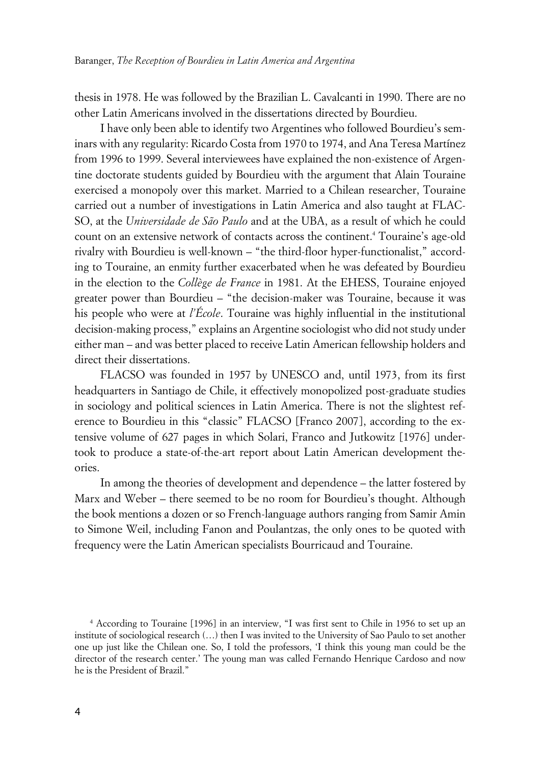thesis in 1978. He was followed by the Brazilian L. Cavalcanti in 1990. There are no other Latin Americans involved in the dissertations directed by Bourdieu.

I have only been able to identify two Argentines who followed Bourdieu's seminars with any regularity: Ricardo Costa from 1970 to 1974, and Ana Teresa Martínez from 1996 to 1999. Several interviewees have explained the non-existence of Argentine doctorate students guided by Bourdieu with the argument that Alain Touraine exercised a monopoly over this market. Married to a Chilean researcher, Touraine carried out a number of investigations in Latin America and also taught at FLACSO, at the *Universidade de São Paulo* and at the UBA, as a result of which he could count on an extensive network of contacts across the continent.[4] Touraine's age-old rivalry with Bourdieu is well-known – "the third-floor hyper-functionalist," according to Touraine, an enmity further exacerbated when he was defeated by Bourdieu in the election to the *Collège de France* in 1981. At the EHESS, Touraine enjoyed greater power than Bourdieu – "the decision-maker was Touraine, because it was his people who were at *l'École*. Touraine was highly influential in the institutional decision-making process," explains an Argentine sociologist who did not study under either man – and was better placed to receive Latin American fellowship holders and direct their dissertations.

FLACSO was founded in 1957 by UNESCO and, until 1973, from its first headquarters in Santiago de Chile, it effectively monopolized post-graduate studies in sociology and political sciences in Latin America. There is not the slightest reference to Bourdieu in this "classic" FLACSO [Franco 2007], according to the extensive volume of 627 pages in which Solari, Franco and Jutkowitz [1976] undertook to produce a state-of-the-art report about Latin American development theories.

In among the theories of development and dependence – the latter fostered by Marx and Weber – there seemed to be no room for Bourdieu's thought. Although the book mentions a dozen or so French-language authors ranging from Samir Amin to Simone Weil, including Fanon and Poulantzas, the only ones to be quoted with frequency were the Latin American specialists Bourricaud and Touraine.

[4] According to Touraine [1996] in an interview, "I was first sent to Chile in 1956 to set up an institute of sociological research (…) then I was invited to the University of Sao Paulo to set another one up just like the Chilean one. So, I told the professors, 'I think this young man could be the director of the research center.' The young man was called Fernando Henrique Cardoso and now he is the President of Brazil."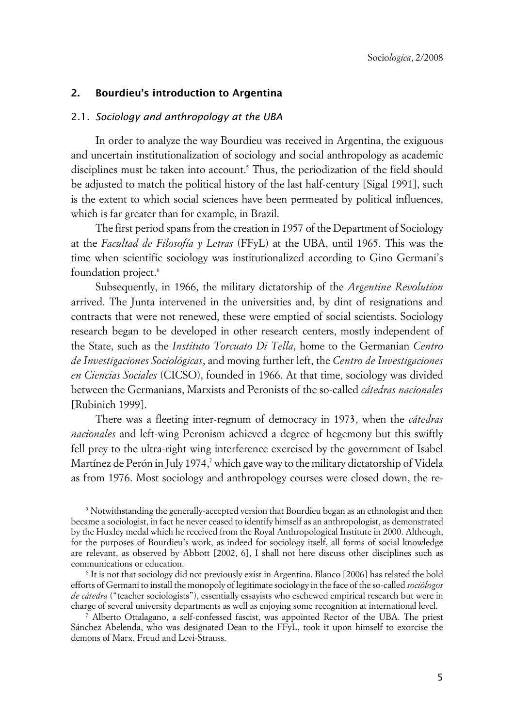## 2. Bourdieu's introduction to Argentina

### 2.1. *Sociology and anthropology at the UBA*

In order to analyze the way Bourdieu was received in Argentina, the exiguous and uncertain institutionalization of sociology and social anthropology as academic disciplines must be taken into account.[5] Thus, the periodization of the field should be adjusted to match the political history of the last half-century [Sigal 1991], such is the extent to which social sciences have been permeated by political influences, which is far greater than for example, in Brazil.

The first period spans from the creation in 1957 of the Department of Sociology at the *Facultad de Filosofía y Letras* (FFyL) at the UBA, until 1965. This was the time when scientific sociology was institutionalized according to Gino Germani's foundation project.[6]

Subsequently, in 1966, the military dictatorship of the *Argentine Revolution* arrived. The Junta intervened in the universities and, by dint of resignations and contracts that were not renewed, these were emptied of social scientists. Sociology research began to be developed in other research centers, mostly independent of the State, such as the *Instituto Torcuato Di Tella*, home to the Germanian *Centro de Investigaciones Sociológicas*, and moving further left, the *Centro de Investigaciones en Ciencias Sociales* (CICSO), founded in 1966. At that time, sociology was divided between the Germanians, Marxists and Peronists of the so-called *cátedras nacionales* [Rubinich 1999].

There was a fleeting inter-regnum of democracy in 1973, when the *cátedras nacionales* and left-wing Peronism achieved a degree of hegemony but this swiftly fell prey to the ultra-right wing interference exercised by the government of Isabel Martínez de Perón in July 1974,[7] which gave way to the military dictatorship of Videla as from 1976. Most sociology and anthropology courses were closed down, the re-

[5] Notwithstanding the generally-accepted version that Bourdieu began as an ethnologist and then became a sociologist, in fact he never ceased to identify himself as an anthropologist, as demonstrated by the Huxley medal which he received from the Royal Anthropological Institute in 2000. Although, for the purposes of Bourdieu's work, as indeed for sociology itself, all forms of social knowledge are relevant, as observed by Abbott [2002, 6], I shall not here discuss other disciplines such as communications or education.

[6] It is not that sociology did not previously exist in Argentina. Blanco [2006] has related the bold efforts of Germani to install the monopoly of legitimate sociology in the face of the so-called *sociólogos de cátedra* ("teacher sociologists"), essentially essayists who eschewed empirical research but were in charge of several university departments as well as enjoying some recognition at international level.

[7] Alberto Ottalagano, a self-confessed fascist, was appointed Rector of the UBA. The priest Sánchez Abelenda, who was designated Dean to the FFyL, took it upon himself to exorcise the demons of Marx, Freud and Levi-Strauss.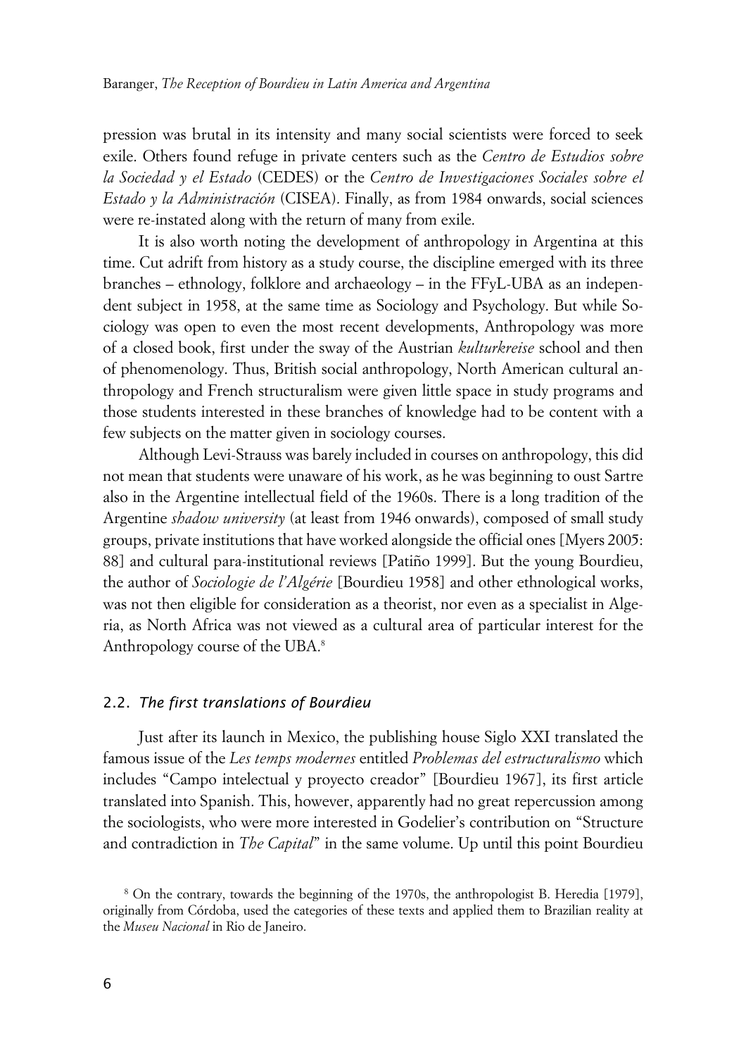pression was brutal in its intensity and many social scientists were forced to seek exile. Others found refuge in private centers such as the *Centro de Estudios sobre la Sociedad y el Estado* (CEDES) or the *Centro de Investigaciones Sociales sobre el Estado y la Administración* (CISEA). Finally, as from 1984 onwards, social sciences were re-instated along with the return of many from exile.

It is also worth noting the development of anthropology in Argentina at this time. Cut adrift from history as a study course, the discipline emerged with its three branches – ethnology, folklore and archaeology – in the FFyL-UBA as an independent subject in 1958, at the same time as Sociology and Psychology. But while Sociology was open to even the most recent developments, Anthropology was more of a closed book, first under the sway of the Austrian *kulturkreise* school and then of phenomenology. Thus, British social anthropology, North American cultural anthropology and French structuralism were given little space in study programs and those students interested in these branches of knowledge had to be content with a few subjects on the matter given in sociology courses.

Although Levi-Strauss was barely included in courses on anthropology, this did not mean that students were unaware of his work, as he was beginning to oust Sartre also in the Argentine intellectual field of the 1960s. There is a long tradition of the Argentine *shadow university* (at least from 1946 onwards), composed of small study groups, private institutions that have worked alongside the official ones [Myers 2005: 88] and cultural para-institutional reviews [Patiño 1999]. But the young Bourdieu, the author of *Sociologie de l'Algérie* [Bourdieu 1958] and other ethnological works, was not then eligible for consideration as a theorist, nor even as a specialist in Algeria, as North Africa was not viewed as a cultural area of particular interest for the Anthropology course of the UBA.[8]

## 2.2. *The first translations of Bourdieu*

Just after its launch in Mexico, the publishing house Siglo XXI translated the famous issue of the *Les temps modernes* entitled *Problemas del estructuralismo* which includes "Campo intelectual y proyecto creador" [Bourdieu 1967], its first article translated into Spanish. This, however, apparently had no great repercussion among the sociologists, who were more interested in Godelier's contribution on "Structure and contradiction in *The Capital*" in the same volume. Up until this point Bourdieu

[8] On the contrary, towards the beginning of the 1970s, the anthropologist B. Heredia [1979], originally from Córdoba, used the categories of these texts and applied them to Brazilian reality at the *Museu Nacional* in Rio de Janeiro.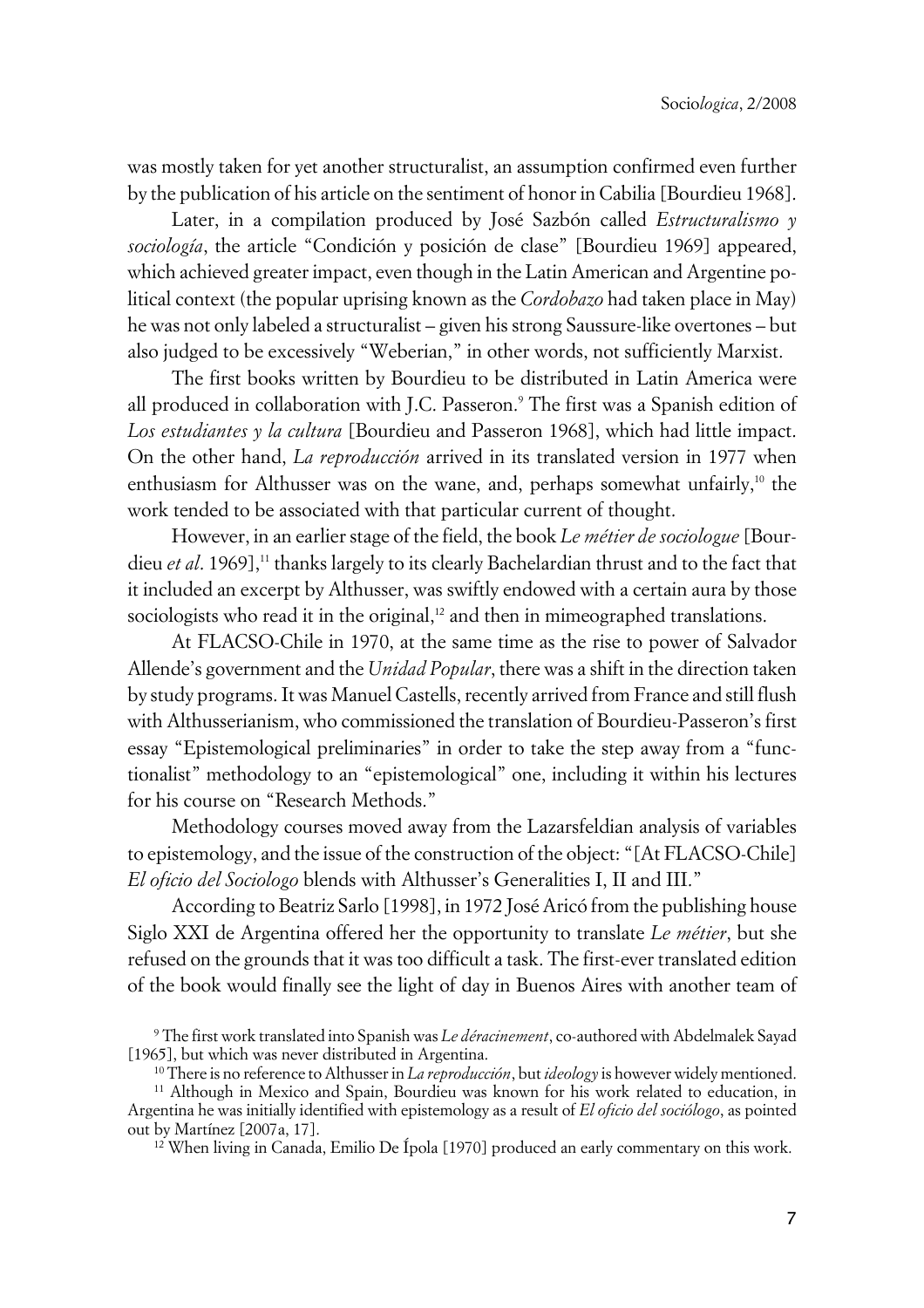was mostly taken for yet another structuralist, an assumption confirmed even further by the publication of his article on the sentiment of honor in Cabilia [Bourdieu 1968].

Later, in a compilation produced by José Sazbón called *Estructuralismo y sociología*, the article "Condición y posición de clase" [Bourdieu 1969] appeared, which achieved greater impact, even though in the Latin American and Argentine political context (the popular uprising known as the *Cordobazo* had taken place in May) he was not only labeled a structuralist – given his strong Saussure-like overtones – but also judged to be excessively "Weberian," in other words, not sufficiently Marxist.

The first books written by Bourdieu to be distributed in Latin America were all produced in collaboration with J.C. Passeron.[9] The first was a Spanish edition of *Los estudiantes y la cultura* [Bourdieu and Passeron 1968], which had little impact. On the other hand, *La reproducción* arrived in its translated version in 1977 when enthusiasm for Althusser was on the wane, and, perhaps somewhat unfairly,[10] the work tended to be associated with that particular current of thought.

However, in an earlier stage of the field, the book *Le métier de sociologue* [Bourdieu *et al*. 1969],[11] thanks largely to its clearly Bachelardian thrust and to the fact that it included an excerpt by Althusser, was swiftly endowed with a certain aura by those sociologists who read it in the original,[12] and then in mimeographed translations.

At FLACSO-Chile in 1970, at the same time as the rise to power of Salvador Allende's government and the *Unidad Popular*, there was a shift in the direction taken by study programs. It was Manuel Castells, recently arrived from France and still flush with Althusserianism, who commissioned the translation of Bourdieu-Passeron's first essay "Epistemological preliminaries" in order to take the step away from a "functionalist" methodology to an "epistemological" one, including it within his lectures for his course on "Research Methods."

Methodology courses moved away from the Lazarsfeldian analysis of variables to epistemology, and the issue of the construction of the object: "[At FLACSO-Chile] *El oficio del Sociologo* blends with Althusser's Generalities I, II and III."

According to Beatriz Sarlo [1998], in 1972 José Aricó from the publishing house Siglo XXI de Argentina offered her the opportunity to translate *Le métier*, but she refused on the grounds that it was too difficult a task. The first-ever translated edition of the book would finally see the light of day in Buenos Aires with another team of

---

[9] The first work translated into Spanish was *Le déracinement*, co-authored with Abdelmalek Sayad [1965], but which was never distributed in Argentina.

[10] There is no reference to Althusser in *La reproducción*, but *ideology* is however widely mentioned.

[11] Although in Mexico and Spain, Bourdieu was known for his work related to education, in Argentina he was initially identified with epistemology as a result of *El oficio del sociólogo*, as pointed out by Martínez [2007a, 17].

[12] When living in Canada, Emilio De Ípola [1970] produced an early commentary on this work.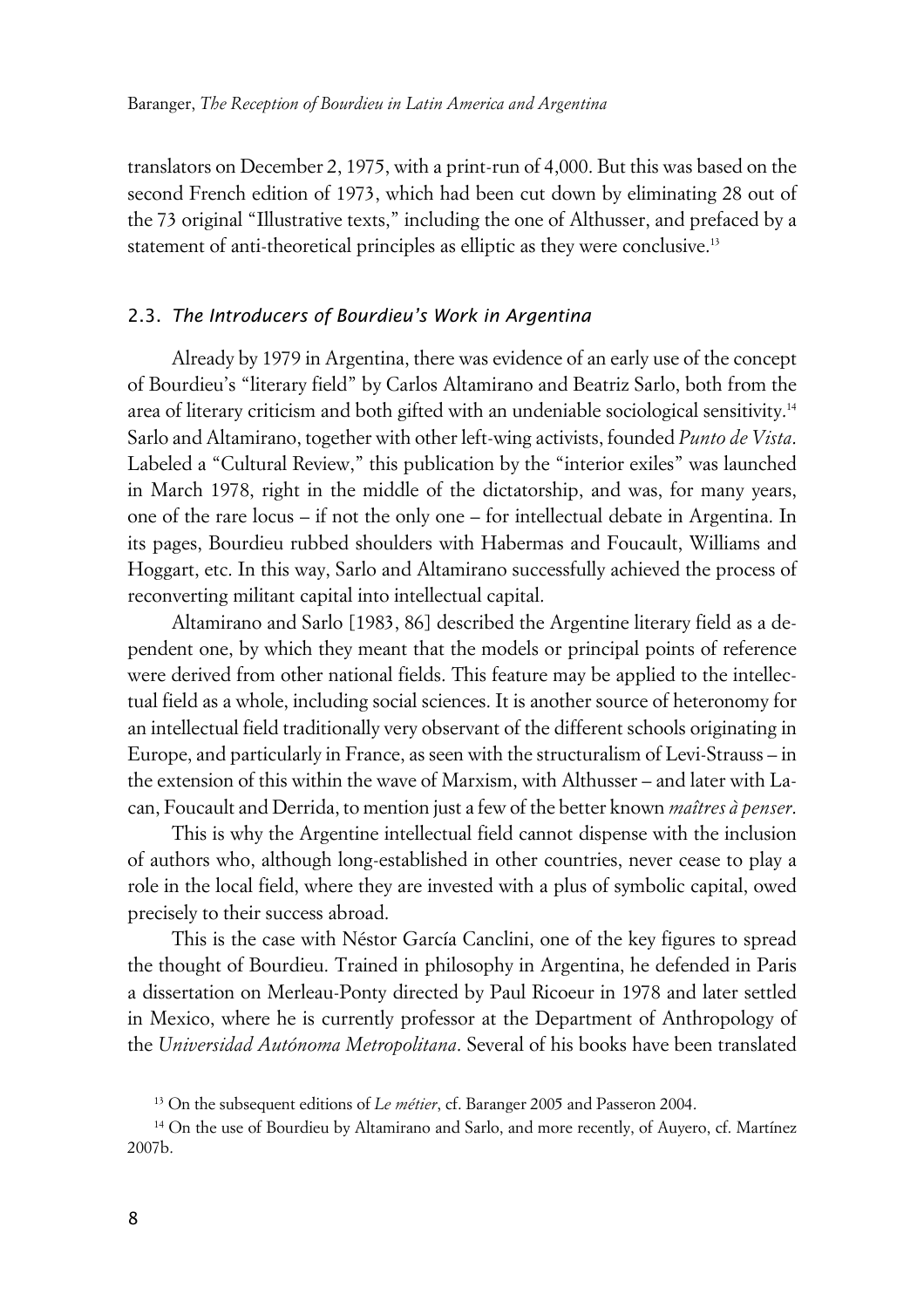translators on December 2, 1975, with a print-run of 4,000. But this was based on the second French edition of 1973, which had been cut down by eliminating 28 out of the 73 original "Illustrative texts," including the one of Althusser, and prefaced by a statement of anti-theoretical principles as elliptic as they were conclusive.[13]

### 2.3. *The Introducers of Bourdieu's Work in Argentina*

Already by 1979 in Argentina, there was evidence of an early use of the concept of Bourdieu's "literary field" by Carlos Altamirano and Beatriz Sarlo, both from the area of literary criticism and both gifted with an undeniable sociological sensitivity.[14] Sarlo and Altamirano, together with other left-wing activists, founded *Punto de Vista*. Labeled a "Cultural Review," this publication by the "interior exiles" was launched in March 1978, right in the middle of the dictatorship, and was, for many years, one of the rare locus – if not the only one – for intellectual debate in Argentina. In its pages, Bourdieu rubbed shoulders with Habermas and Foucault, Williams and Hoggart, etc. In this way, Sarlo and Altamirano successfully achieved the process of reconverting militant capital into intellectual capital.

Altamirano and Sarlo [1983, 86] described the Argentine literary field as a dependent one, by which they meant that the models or principal points of reference were derived from other national fields. This feature may be applied to the intellectual field as a whole, including social sciences. It is another source of heteronomy for an intellectual field traditionally very observant of the different schools originating in Europe, and particularly in France, as seen with the structuralism of Levi-Strauss – in the extension of this within the wave of Marxism, with Althusser – and later with Lacan, Foucault and Derrida, to mention just a few of the better known *maîtres à penser*.

This is why the Argentine intellectual field cannot dispense with the inclusion of authors who, although long-established in other countries, never cease to play a role in the local field, where they are invested with a plus of symbolic capital, owed precisely to their success abroad.

This is the case with Néstor García Canclini, one of the key figures to spread the thought of Bourdieu. Trained in philosophy in Argentina, he defended in Paris a dissertation on Merleau-Ponty directed by Paul Ricoeur in 1978 and later settled in Mexico, where he is currently professor at the Department of Anthropology of the *Universidad Autónoma Metropolitana*. Several of his books have been translated

[13] On the subsequent editions of *Le métier*, cf. Baranger 2005 and Passeron 2004.

[14] On the use of Bourdieu by Altamirano and Sarlo, and more recently, of Auyero, cf. Martínez 2007b.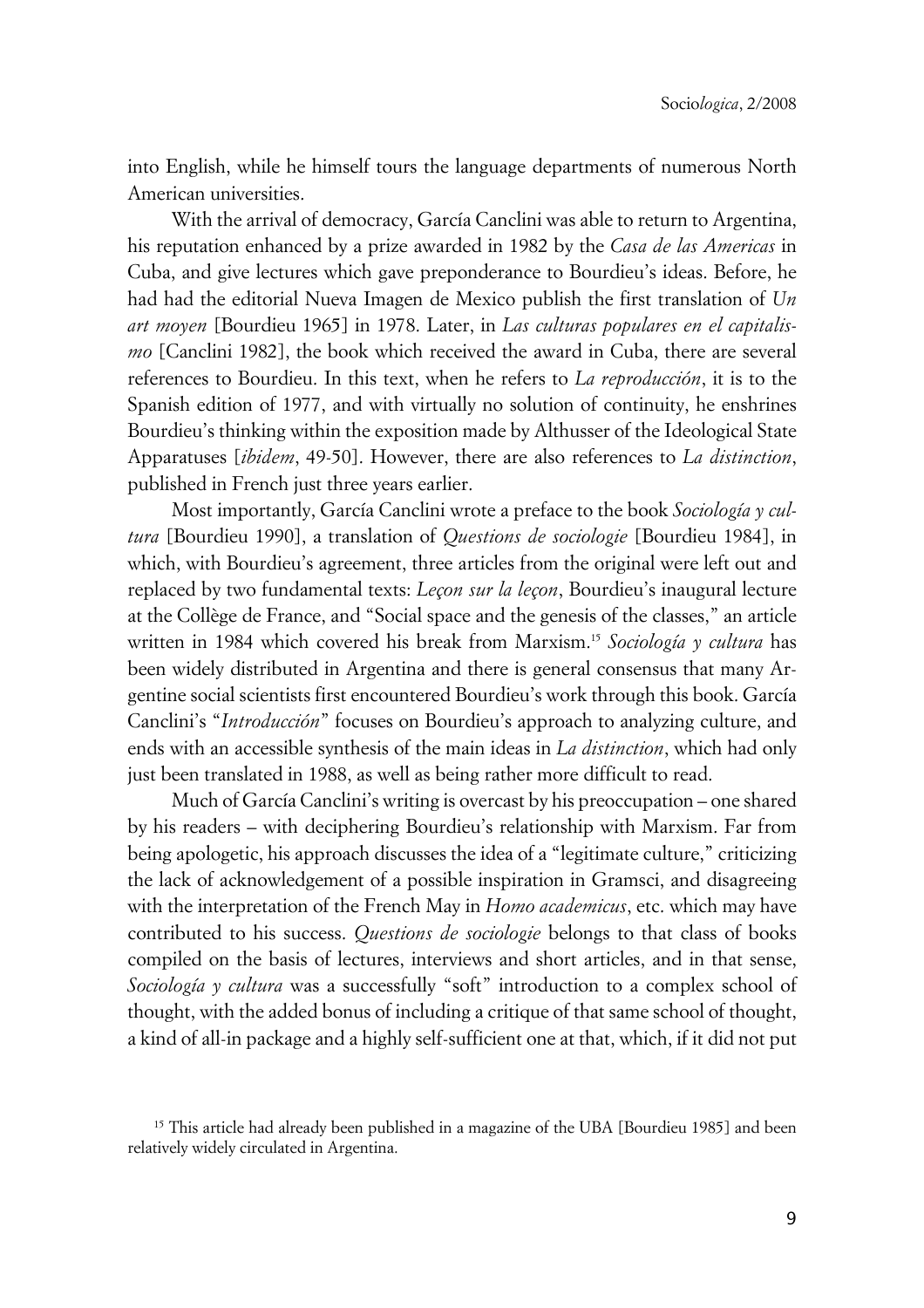into English, while he himself tours the language departments of numerous North American universities.

With the arrival of democracy, García Canclini was able to return to Argentina, his reputation enhanced by a prize awarded in 1982 by the *Casa de las Americas* in Cuba, and give lectures which gave preponderance to Bourdieu's ideas. Before, he had had the editorial Nueva Imagen de Mexico publish the first translation of *Un art moyen* [Bourdieu 1965] in 1978. Later, in *Las culturas populares en el capitalismo* [Canclini 1982], the book which received the award in Cuba, there are several references to Bourdieu. In this text, when he refers to *La reproducción*, it is to the Spanish edition of 1977, and with virtually no solution of continuity, he enshrines Bourdieu's thinking within the exposition made by Althusser of the Ideological State Apparatuses [*ibidem*, 49-50]. However, there are also references to *La distinction*, published in French just three years earlier.

Most importantly, García Canclini wrote a preface to the book *Sociología y cultura* [Bourdieu 1990], a translation of *Questions de sociologie* [Bourdieu 1984], in which, with Bourdieu's agreement, three articles from the original were left out and replaced by two fundamental texts: *Leçon sur la leçon*, Bourdieu's inaugural lecture at the Collège de France, and "Social space and the genesis of the classes," an article written in 1984 which covered his break from Marxism.[15] *Sociología y cultura* has been widely distributed in Argentina and there is general consensus that many Argentine social scientists first encountered Bourdieu's work through this book. García Canclini's "*Introducción*" focuses on Bourdieu's approach to analyzing culture, and ends with an accessible synthesis of the main ideas in *La distinction*, which had only just been translated in 1988, as well as being rather more difficult to read.

Much of García Canclini's writing is overcast by his preoccupation – one shared by his readers – with deciphering Bourdieu's relationship with Marxism. Far from being apologetic, his approach discusses the idea of a "legitimate culture," criticizing the lack of acknowledgement of a possible inspiration in Gramsci, and disagreeing with the interpretation of the French May in *Homo academicus*, etc. which may have contributed to his success. *Questions de sociologie* belongs to that class of books compiled on the basis of lectures, interviews and short articles, and in that sense, *Sociología y cultura* was a successfully "soft" introduction to a complex school of thought, with the added bonus of including a critique of that same school of thought, a kind of all-in package and a highly self-sufficient one at that, which, if it did not put

[15] This article had already been published in a magazine of the UBA [Bourdieu 1985] and been relatively widely circulated in Argentina.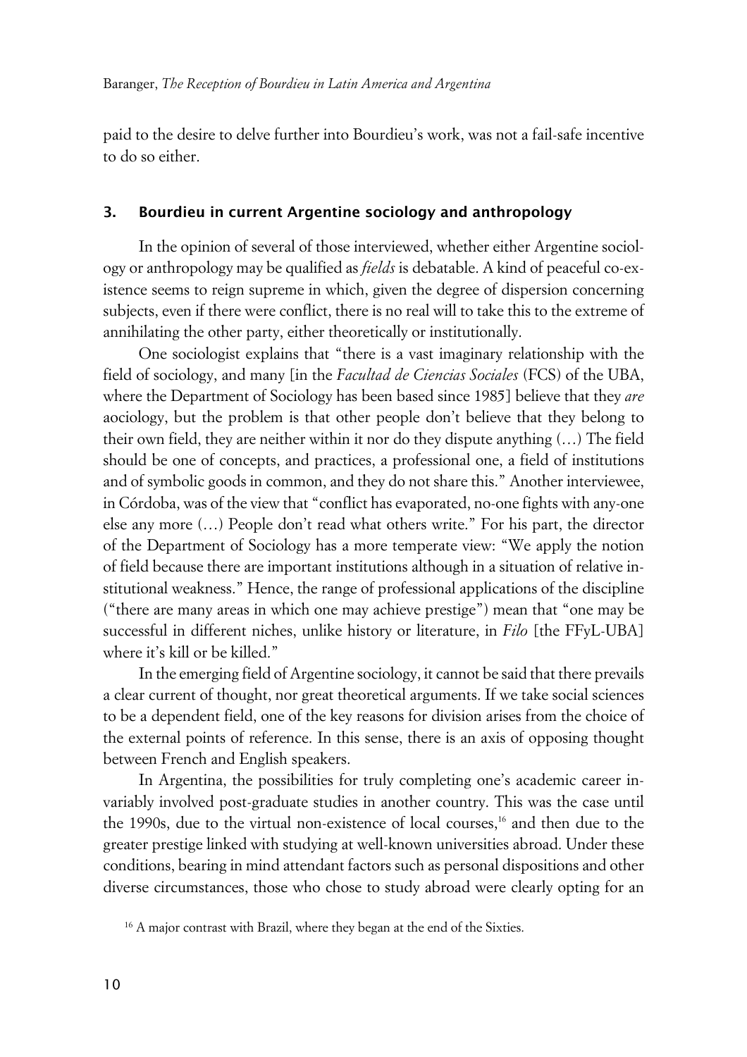paid to the desire to delve further into Bourdieu's work, was not a fail-safe incentive to do so either.

## 3. Bourdieu in current Argentine sociology and anthropology

In the opinion of several of those interviewed, whether either Argentine sociology or anthropology may be qualified as *fields* is debatable. A kind of peaceful co-existence seems to reign supreme in which, given the degree of dispersion concerning subjects, even if there were conflict, there is no real will to take this to the extreme of annihilating the other party, either theoretically or institutionally.

One sociologist explains that "there is a vast imaginary relationship with the field of sociology, and many [in the *Facultad de Ciencias Sociales* (FCS) of the UBA, where the Department of Sociology has been based since 1985] believe that they *are* aociology, but the problem is that other people don't believe that they belong to their own field, they are neither within it nor do they dispute anything (…) The field should be one of concepts, and practices, a professional one, a field of institutions and of symbolic goods in common, and they do not share this." Another interviewee, in Córdoba, was of the view that "conflict has evaporated, no-one fights with any-one else any more (…) People don't read what others write." For his part, the director of the Department of Sociology has a more temperate view: "We apply the notion of field because there are important institutions although in a situation of relative institutional weakness." Hence, the range of professional applications of the discipline ("there are many areas in which one may achieve prestige") mean that "one may be successful in different niches, unlike history or literature, in *Filo* [the FFyL-UBA] where it's kill or be killed."

In the emerging field of Argentine sociology, it cannot be said that there prevails a clear current of thought, nor great theoretical arguments. If we take social sciences to be a dependent field, one of the key reasons for division arises from the choice of the external points of reference. In this sense, there is an axis of opposing thought between French and English speakers.

In Argentina, the possibilities for truly completing one's academic career invariably involved post-graduate studies in another country. This was the case until the 1990s, due to the virtual non-existence of local courses,[16] and then due to the greater prestige linked with studying at well-known universities abroad. Under these conditions, bearing in mind attendant factors such as personal dispositions and other diverse circumstances, those who chose to study abroad were clearly opting for an

[16] A major contrast with Brazil, where they began at the end of the Sixties.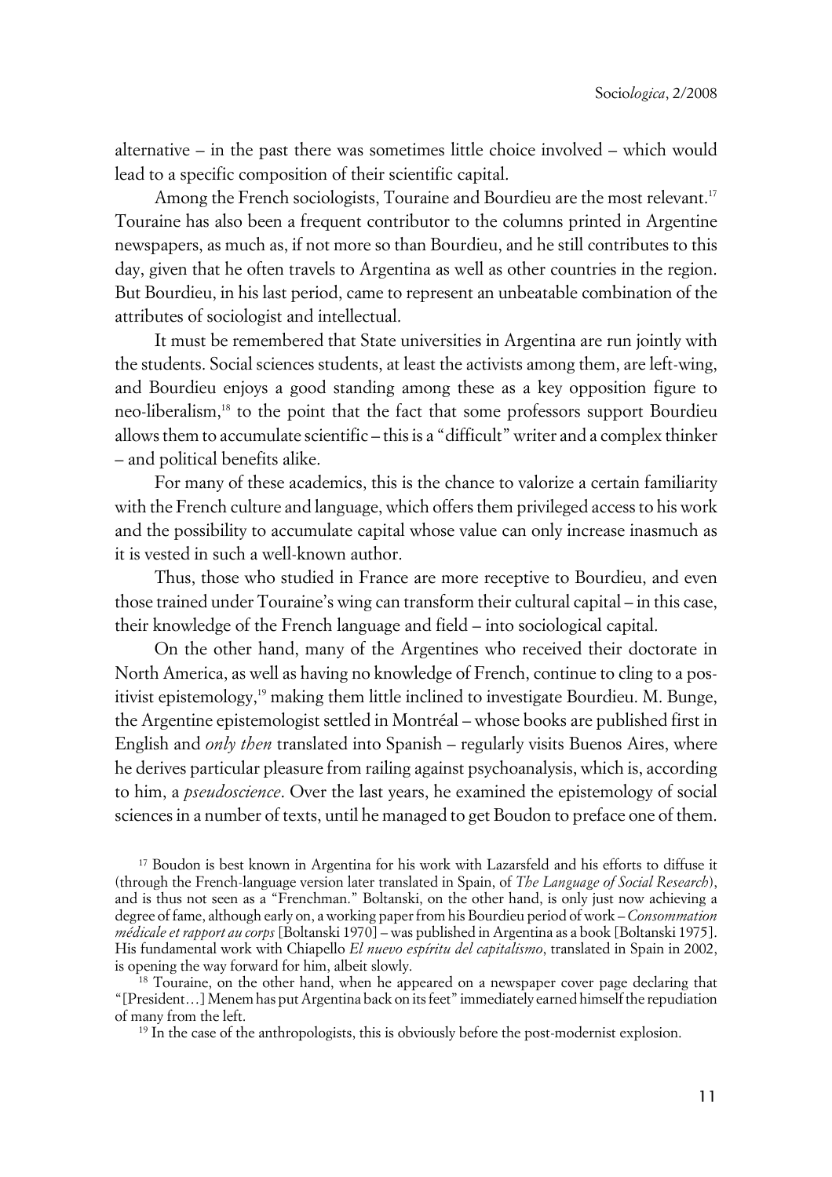alternative – in the past there was sometimes little choice involved – which would lead to a specific composition of their scientific capital.

Among the French sociologists, Touraine and Bourdieu are the most relevant.[17] Touraine has also been a frequent contributor to the columns printed in Argentine newspapers, as much as, if not more so than Bourdieu, and he still contributes to this day, given that he often travels to Argentina as well as other countries in the region. But Bourdieu, in his last period, came to represent an unbeatable combination of the attributes of sociologist and intellectual.

It must be remembered that State universities in Argentina are run jointly with the students. Social sciences students, at least the activists among them, are left-wing, and Bourdieu enjoys a good standing among these as a key opposition figure to neo-liberalism,[18] to the point that the fact that some professors support Bourdieu allows them to accumulate scientific – this is a "difficult" writer and a complex thinker – and political benefits alike.

For many of these academics, this is the chance to valorize a certain familiarity with the French culture and language, which offers them privileged access to his work and the possibility to accumulate capital whose value can only increase inasmuch as it is vested in such a well-known author.

Thus, those who studied in France are more receptive to Bourdieu, and even those trained under Touraine's wing can transform their cultural capital – in this case, their knowledge of the French language and field – into sociological capital.

On the other hand, many of the Argentines who received their doctorate in North America, as well as having no knowledge of French, continue to cling to a positivist epistemology,[19] making them little inclined to investigate Bourdieu. M. Bunge, the Argentine epistemologist settled in Montréal – whose books are published first in English and *only then* translated into Spanish – regularly visits Buenos Aires, where he derives particular pleasure from railing against psychoanalysis, which is, according to him, a *pseudoscience*. Over the last years, he examined the epistemology of social sciences in a number of texts, until he managed to get Boudon to preface one of them.

[17] Boudon is best known in Argentina for his work with Lazarsfeld and his efforts to diffuse it (through the French-language version later translated in Spain, of *The Language of Social Research*), and is thus not seen as a "Frenchman." Boltanski, on the other hand, is only just now achieving a degree of fame, although early on, a working paper from his Bourdieu period of work – *Consommation médicale et rapport au corps* [Boltanski 1970] – was published in Argentina as a book [Boltanski 1975]. His fundamental work with Chiapello *El nuevo espíritu del capitalismo*, translated in Spain in 2002, is opening the way forward for him, albeit slowly.

[18] Touraine, on the other hand, when he appeared on a newspaper cover page declaring that "[President…] Menem has put Argentina back on its feet" immediately earned himself the repudiation of many from the left.

[19] In the case of the anthropologists, this is obviously before the post-modernist explosion.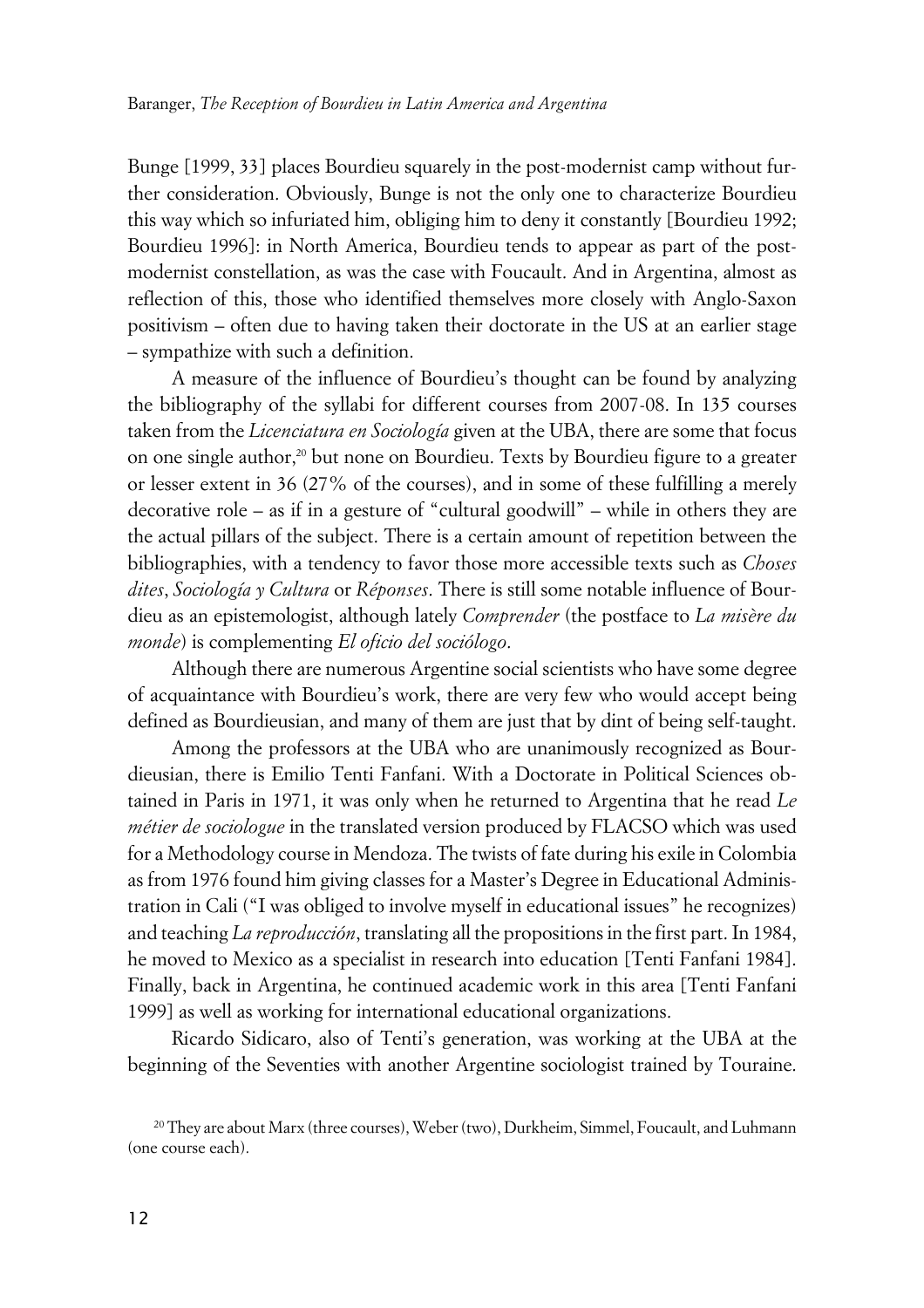Bunge [1999, 33] places Bourdieu squarely in the post-modernist camp without further consideration. Obviously, Bunge is not the only one to characterize Bourdieu this way which so infuriated him, obliging him to deny it constantly [Bourdieu 1992; Bourdieu 1996]: in North America, Bourdieu tends to appear as part of the post-modernist constellation, as was the case with Foucault. And in Argentina, almost as reflection of this, those who identified themselves more closely with Anglo-Saxon positivism – often due to having taken their doctorate in the US at an earlier stage – sympathize with such a definition.

A measure of the influence of Bourdieu's thought can be found by analyzing the bibliography of the syllabi for different courses from 2007-08. In 135 courses taken from the *Licenciatura en Sociología* given at the UBA, there are some that focus on one single author,[20] but none on Bourdieu. Texts by Bourdieu figure to a greater or lesser extent in 36 (27% of the courses), and in some of these fulfilling a merely decorative role – as if in a gesture of "cultural goodwill" – while in others they are the actual pillars of the subject. There is a certain amount of repetition between the bibliographies, with a tendency to favor those more accessible texts such as *Choses dites*, *Sociología y Cultura* or *Réponses*. There is still some notable influence of Bourdieu as an epistemologist, although lately *Comprender* (the postface to *La misère du monde*) is complementing *El oficio del sociólogo*.

Although there are numerous Argentine social scientists who have some degree of acquaintance with Bourdieu's work, there are very few who would accept being defined as Bourdieusian, and many of them are just that by dint of being self-taught.

Among the professors at the UBA who are unanimously recognized as Bourdieusian, there is Emilio Tenti Fanfani. With a Doctorate in Political Sciences obtained in Paris in 1971, it was only when he returned to Argentina that he read *Le métier de sociologue* in the translated version produced by FLACSO which was used for a Methodology course in Mendoza. The twists of fate during his exile in Colombia as from 1976 found him giving classes for a Master's Degree in Educational Administration in Cali ("I was obliged to involve myself in educational issues" he recognizes) and teaching *La reproducción*, translating all the propositions in the first part. In 1984, he moved to Mexico as a specialist in research into education [Tenti Fanfani 1984]. Finally, back in Argentina, he continued academic work in this area [Tenti Fanfani 1999] as well as working for international educational organizations.

Ricardo Sidicaro, also of Tenti's generation, was working at the UBA at the beginning of the Seventies with another Argentine sociologist trained by Touraine.

[20] They are about Marx (three courses), Weber (two), Durkheim, Simmel, Foucault, and Luhmann (one course each).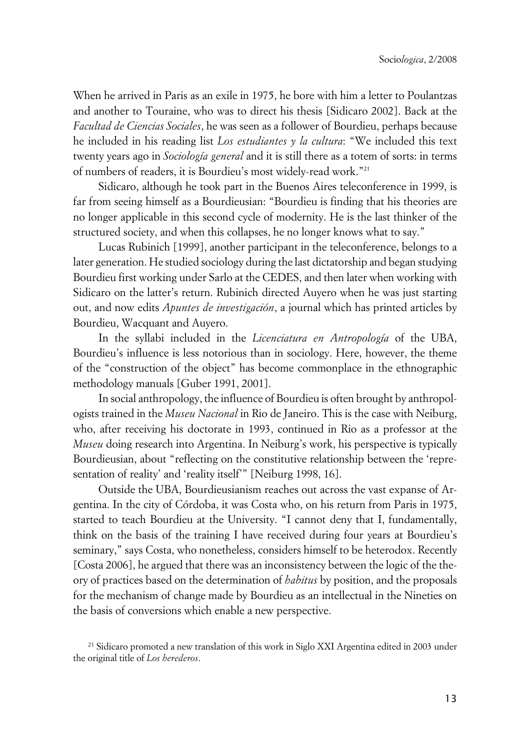When he arrived in Paris as an exile in 1975, he bore with him a letter to Poulantzas and another to Touraine, who was to direct his thesis [Sidicaro 2002]. Back at the *Facultad de Ciencias Sociales*, he was seen as a follower of Bourdieu, perhaps because he included in his reading list *Los estudiantes y la cultura*: "We included this text twenty years ago in *Sociología general* and it is still there as a totem of sorts: in terms of numbers of readers, it is Bourdieu's most widely-read work."[21]

Sidicaro, although he took part in the Buenos Aires teleconference in 1999, is far from seeing himself as a Bourdieusian: "Bourdieu is finding that his theories are no longer applicable in this second cycle of modernity. He is the last thinker of the structured society, and when this collapses, he no longer knows what to say."

Lucas Rubinich [1999], another participant in the teleconference, belongs to a later generation. He studied sociology during the last dictatorship and began studying Bourdieu first working under Sarlo at the CEDES, and then later when working with Sidicaro on the latter's return. Rubinich directed Auyero when he was just starting out, and now edits *Apuntes de investigación*, a journal which has printed articles by Bourdieu, Wacquant and Auyero.

In the syllabi included in the *Licenciatura en Antropología* of the UBA, Bourdieu's influence is less notorious than in sociology. Here, however, the theme of the "construction of the object" has become commonplace in the ethnographic methodology manuals [Guber 1991, 2001].

In social anthropology, the influence of Bourdieu is often brought by anthropologists trained in the *Museu Nacional* in Rio de Janeiro. This is the case with Neiburg, who, after receiving his doctorate in 1993, continued in Rio as a professor at the *Museu* doing research into Argentina. In Neiburg's work, his perspective is typically Bourdieusian, about "reflecting on the constitutive relationship between the 'representation of reality' and 'reality itself'" [Neiburg 1998, 16].

Outside the UBA, Bourdieusianism reaches out across the vast expanse of Argentina. In the city of Córdoba, it was Costa who, on his return from Paris in 1975, started to teach Bourdieu at the University. "I cannot deny that I, fundamentally, think on the basis of the training I have received during four years at Bourdieu's seminary," says Costa, who nonetheless, considers himself to be heterodox. Recently [Costa 2006], he argued that there was an inconsistency between the logic of the theory of practices based on the determination of *habitus* by position, and the proposals for the mechanism of change made by Bourdieu as an intellectual in the Nineties on the basis of conversions which enable a new perspective.

[21] Sidicaro promoted a new translation of this work in Siglo XXI Argentina edited in 2003 under the original title of *Los herederos*.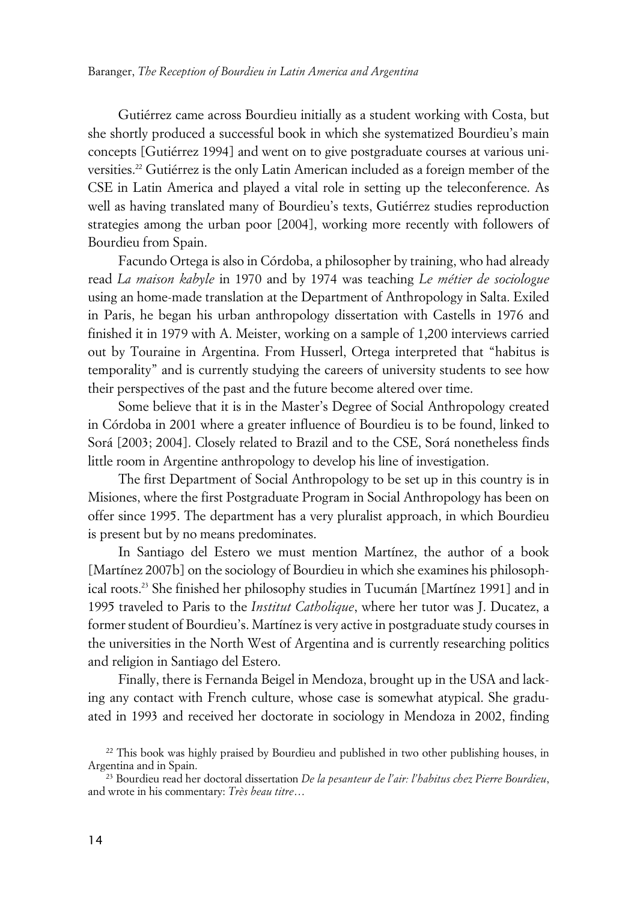Gutiérrez came across Bourdieu initially as a student working with Costa, but she shortly produced a successful book in which she systematized Bourdieu's main concepts [Gutiérrez 1994] and went on to give postgraduate courses at various universities.[22] Gutiérrez is the only Latin American included as a foreign member of the CSE in Latin America and played a vital role in setting up the teleconference. As well as having translated many of Bourdieu's texts, Gutiérrez studies reproduction strategies among the urban poor [2004], working more recently with followers of Bourdieu from Spain.

Facundo Ortega is also in Córdoba, a philosopher by training, who had already read *La maison kabyle* in 1970 and by 1974 was teaching *Le métier de sociologue* using an home-made translation at the Department of Anthropology in Salta. Exiled in Paris, he began his urban anthropology dissertation with Castells in 1976 and finished it in 1979 with A. Meister, working on a sample of 1,200 interviews carried out by Touraine in Argentina. From Husserl, Ortega interpreted that "habitus is temporality" and is currently studying the careers of university students to see how their perspectives of the past and the future become altered over time.

Some believe that it is in the Master's Degree of Social Anthropology created in Córdoba in 2001 where a greater influence of Bourdieu is to be found, linked to Sorá [2003; 2004]. Closely related to Brazil and to the CSE, Sorá nonetheless finds little room in Argentine anthropology to develop his line of investigation.

The first Department of Social Anthropology to be set up in this country is in Misiones, where the first Postgraduate Program in Social Anthropology has been on offer since 1995. The department has a very pluralist approach, in which Bourdieu is present but by no means predominates.

In Santiago del Estero we must mention Martínez, the author of a book [Martínez 2007b] on the sociology of Bourdieu in which she examines his philosophical roots.[23] She finished her philosophy studies in Tucumán [Martínez 1991] and in 1995 traveled to Paris to the *Institut Catholique*, where her tutor was J. Ducatez, a former student of Bourdieu's. Martínez is very active in postgraduate study courses in the universities in the North West of Argentina and is currently researching politics and religion in Santiago del Estero.

Finally, there is Fernanda Beigel in Mendoza, brought up in the USA and lacking any contact with French culture, whose case is somewhat atypical. She graduated in 1993 and received her doctorate in sociology in Mendoza in 2002, finding

[22] This book was highly praised by Bourdieu and published in two other publishing houses, in Argentina and in Spain.

[23] Bourdieu read her doctoral dissertation *De la pesanteur de l'air: l'habitus chez Pierre Bourdieu*, and wrote in his commentary: *Très beau titre…*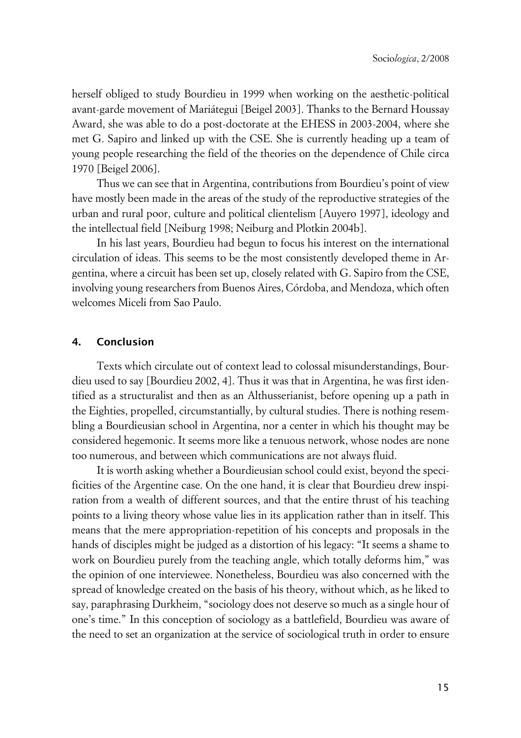herself obliged to study Bourdieu in 1999 when working on the aesthetic-political avant-garde movement of Mariátegui [Beigel 2003]. Thanks to the Bernard Houssay Award, she was able to do a post-doctorate at the EHESS in 2003-2004, where she met G. Sapiro and linked up with the CSE. She is currently heading up a team of young people researching the field of the theories on the dependence of Chile circa 1970 [Beigel 2006].

Thus we can see that in Argentina, contributions from Bourdieu's point of view have mostly been made in the areas of the study of the reproductive strategies of the urban and rural poor, culture and political clientelism [Auyero 1997], ideology and the intellectual field [Neiburg 1998; Neiburg and Plotkin 2004b].

In his last years, Bourdieu had begun to focus his interest on the international circulation of ideas. This seems to be the most consistently developed theme in Argentina, where a circuit has been set up, closely related with G. Sapiro from the CSE, involving young researchers from Buenos Aires, Córdoba, and Mendoza, which often welcomes Miceli from Sao Paulo.

## 4. Conclusion

Texts which circulate out of context lead to colossal misunderstandings, Bourdieu used to say [Bourdieu 2002, 4]. Thus it was that in Argentina, he was first identified as a structuralist and then as an Althusserianist, before opening up a path in the Eighties, propelled, circumstantially, by cultural studies. There is nothing resembling a Bourdieusian school in Argentina, nor a center in which his thought may be considered hegemonic. It seems more like a tenuous network, whose nodes are none too numerous, and between which communications are not always fluid.

It is worth asking whether a Bourdieusian school could exist, beyond the specificities of the Argentine case. On the one hand, it is clear that Bourdieu drew inspiration from a wealth of different sources, and that the entire thrust of his teaching points to a living theory whose value lies in its application rather than in itself. This means that the mere appropriation-repetition of his concepts and proposals in the hands of disciples might be judged as a distortion of his legacy: "It seems a shame to work on Bourdieu purely from the teaching angle, which totally deforms him," was the opinion of one interviewee. Nonetheless, Bourdieu was also concerned with the spread of knowledge created on the basis of his theory, without which, as he liked to say, paraphrasing Durkheim, "sociology does not deserve so much as a single hour of one's time." In this conception of sociology as a battlefield, Bourdieu was aware of the need to set an organization at the service of sociological truth in order to ensure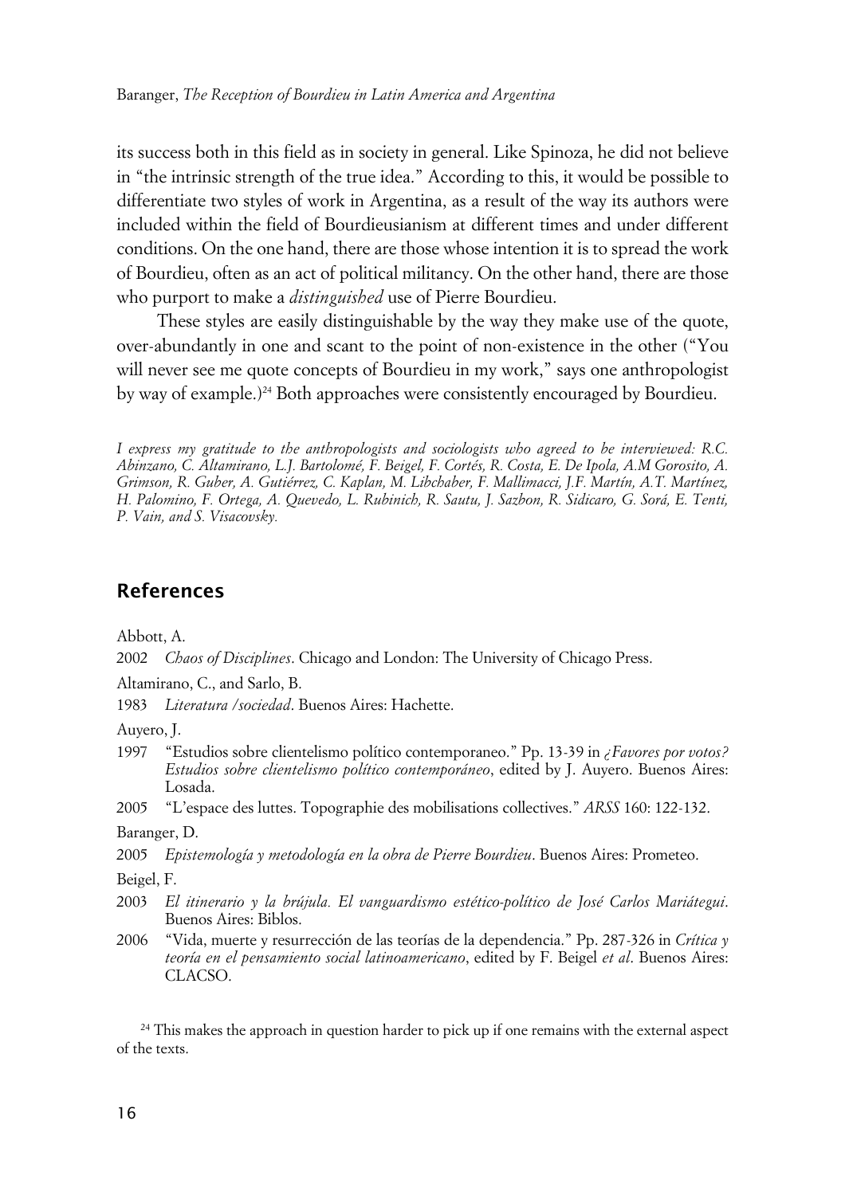its success both in this field as in society in general. Like Spinoza, he did not believe in "the intrinsic strength of the true idea." According to this, it would be possible to differentiate two styles of work in Argentina, as a result of the way its authors were included within the field of Bourdieusianism at different times and under different conditions. On the one hand, there are those whose intention it is to spread the work of Bourdieu, often as an act of political militancy. On the other hand, there are those who purport to make a *distinguished* use of Pierre Bourdieu.

These styles are easily distinguishable by the way they make use of the quote, over-abundantly in one and scant to the point of non-existence in the other ("You will never see me quote concepts of Bourdieu in my work," says one anthropologist by way of example.)[24] Both approaches were consistently encouraged by Bourdieu.

*I express my gratitude to the anthropologists and sociologists who agreed to be interviewed: R.C. Abinzano, C. Altamirano, L.J. Bartolomé, F. Beigel, F. Cortés, R. Costa, E. De Ipola, A.M Gorosito, A. Grimson, R. Guber, A. Gutiérrez, C. Kaplan, M. Libchaber, F. Mallimacci, J.F. Martín, A.T. Martínez, H. Palomino, F. Ortega, A. Quevedo, L. Rubinich, R. Sautu, J. Sazbon, R. Sidicaro, G. Sorá, E. Tenti, P. Vain, and S. Visacovsky.*

## References

Abbott, A.

2002 *Chaos of Disciplines*. Chicago and London: The University of Chicago Press.

Altamirano, C., and Sarlo, B.

1983 *Literatura /sociedad*. Buenos Aires: Hachette.

Auyero, J.

1997 "Estudios sobre clientelismo político contemporaneo." Pp. 13-39 in *¿Favores por votos? Estudios sobre clientelismo político contemporáneo*, edited by J. Auyero. Buenos Aires: Losada.

2005 "L'espace des luttes. Topographie des mobilisations collectives." *ARSS* 160: 122-132.

Baranger, D.

2005 *Epistemología y metodología en la obra de Pierre Bourdieu*. Buenos Aires: Prometeo.

Beigel, F.

2003 *El itinerario y la brújula. El vanguardismo estético-político de José Carlos Mariátegui*. Buenos Aires: Biblos.

2006 "Vida, muerte y resurrección de las teorías de la dependencia." Pp. 287-326 in *Crítica y teoría en el pensamiento social latinoamericano*, edited by F. Beigel *et al*. Buenos Aires: CLACSO.

[24] This makes the approach in question harder to pick up if one remains with the external aspect of the texts.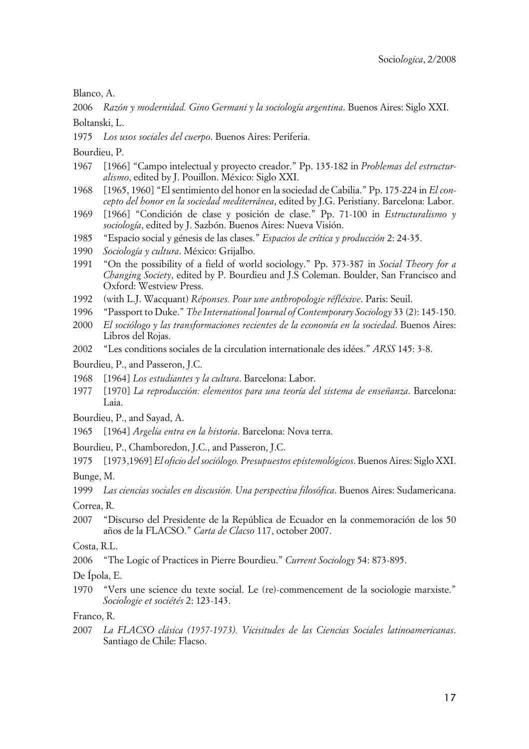Blanco, A.

2006 *Razón y modernidad. Gino Germani y la sociología argentina*. Buenos Aires: Siglo XXI.

Boltanski, L.

1975 *Los usos sociales del cuerpo*. Buenos Aires: Periferia.

Bourdieu, P.

1967 [1966] "Campo intelectual y proyecto creador." Pp. 135-182 in *Problemas del estructuralismo*, edited by J. Pouillon. México: Siglo XXI.

1968 [1965, 1960] "El sentimiento del honor en la sociedad de Cabilia." Pp. 175-224 in *El concepto del honor en la sociedad mediterránea*, edited by J.G. Peristiany. Barcelona: Labor.

1969 [1966] "Condición de clase y posición de clase." Pp. 71-100 in *Estructuralismo y sociología*, edited by J. Sazbón. Buenos Aires: Nueva Visión.

1985 "Espacio social y génesis de las clases." *Espacios de crítica y producción* 2: 24-35.

1990 *Sociología y cultura*. México: Grijalbo.

1991 "On the possibility of a field of world sociology." Pp. 373-387 in *Social Theory for a Changing Society*, edited by P. Bourdieu and J.S Coleman. Boulder, San Francisco and Oxford: Westview Press.

1992 (with L.J. Wacquant) *Réponses. Pour une anthropologie réfléxive*. Paris: Seuil.

1996 "Passport to Duke." *The International Journal of Contemporary Sociology* 33 (2): 145-150.

2000 *El sociólogo y las transformaciones recientes de la economía en la sociedad*. Buenos Aires: Libros del Rojas.

2002 "Les conditions sociales de la circulation internationale des idées." *ARSS* 145: 3-8.

Bourdieu, P., and Passeron, J.C.

1968 [1964] *Los estudiantes y la cultura*. Barcelona: Labor.

1977 [1970] *La reproducción: elementos para una teoría del sistema de enseñanza*. Barcelona: Laia.

Bourdieu, P., and Sayad, A.

1965 [1964] *Argelia entra en la historia*. Barcelona: Nova terra.

Bourdieu, P., Chamboredon, J.C., and Passeron, J.C.

1975 [1973,1969] *El oficio del sociólogo. Presupuestos epistemológicos*. Buenos Aires: Siglo XXI.

Bunge, M.

1999 *Las ciencias sociales en discusión. Una perspectiva filosófica*. Buenos Aires: Sudamericana.

Correa, R.

2007 "Discurso del Presidente de la República de Ecuador en la conmemoración de los 50 años de la FLACSO." *Carta de Clacso* 117, october 2007.

Costa, R.L.

2006 "The Logic of Practices in Pierre Bourdieu." *Current Sociology* 54: 873-895.

De Ípola, E.

1970 "Vers une science du texte social. Le (re)-commencement de la sociologie marxiste." *Sociologie et sociétés* 2: 123-143.

Franco, R.

2007 *La FLACSO clásica (1957-1973). Vicisitudes de las Ciencias Sociales latinoamericanas*. Santiago de Chile: Flacso.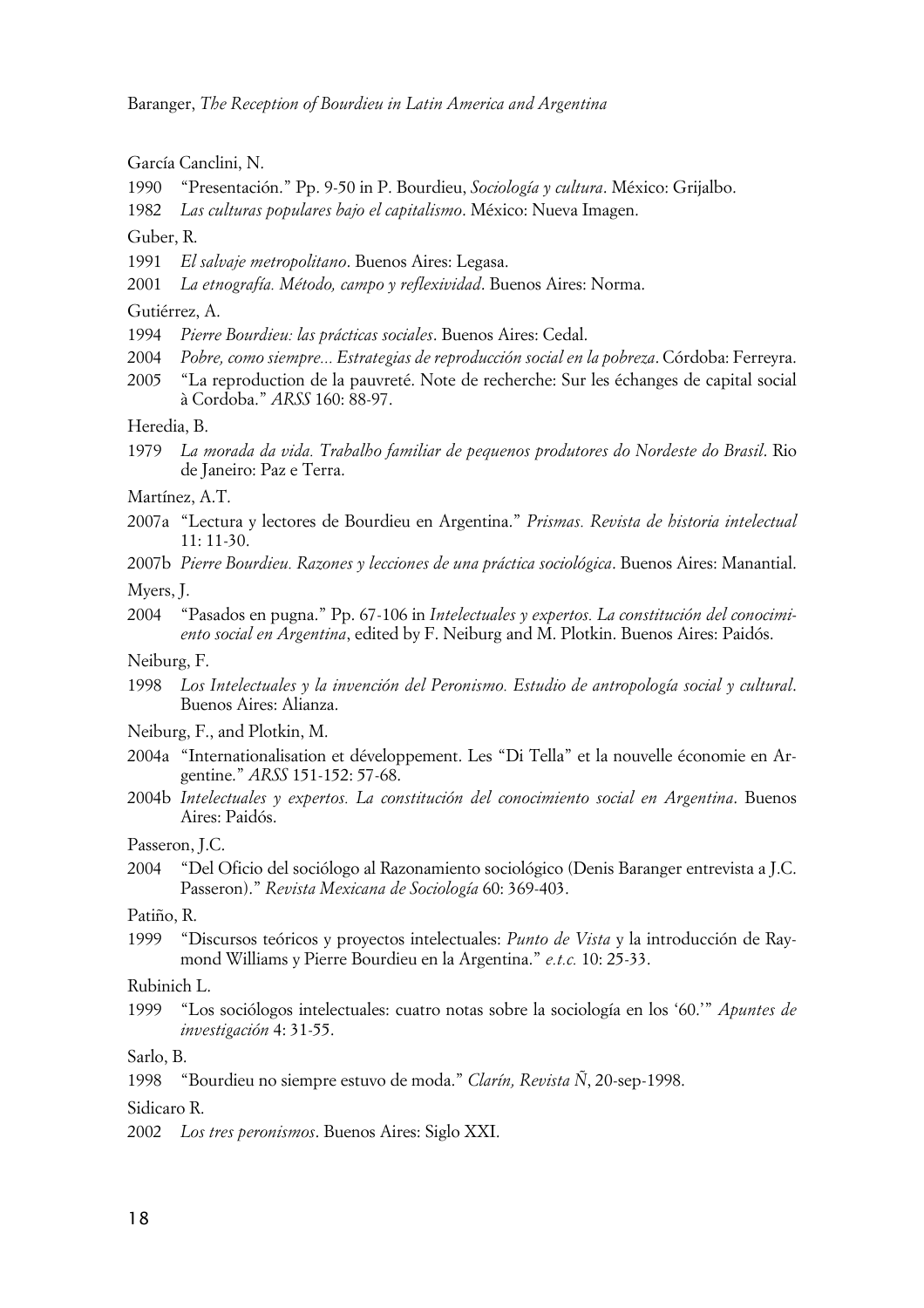García Canclini, N.

1990 "Presentación." Pp. 9-50 in P. Bourdieu, *Sociología y cultura*. México: Grijalbo.

1982 *Las culturas populares bajo el capitalismo*. México: Nueva Imagen.

Guber, R.

1991 *El salvaje metropolitano*. Buenos Aires: Legasa.

2001 *La etnografía. Método, campo y reflexividad*. Buenos Aires: Norma.

Gutiérrez, A.

1994 *Pierre Bourdieu: las prácticas sociales*. Buenos Aires: Cedal.

2004 *Pobre, como siempre... Estrategias de reproducción social en la pobreza*. Córdoba: Ferreyra.

2005 "La reproduction de la pauvreté. Note de recherche: Sur les échanges de capital social à Cordoba." *ARSS* 160: 88-97.

Heredia, B.

1979 *La morada da vida. Trabalho familiar de pequenos produtores do Nordeste do Brasil*. Rio de Janeiro: Paz e Terra.

Martínez, A.T.

2007a "Lectura y lectores de Bourdieu en Argentina." *Prismas. Revista de historia intelectual* 11: 11-30.

2007b *Pierre Bourdieu. Razones y lecciones de una práctica sociológica*. Buenos Aires: Manantial.

Myers, J.

2004 "Pasados en pugna." Pp. 67-106 in *Intelectuales y expertos. La constitución del conocimiento social en Argentina*, edited by F. Neiburg and M. Plotkin. Buenos Aires: Paidós.

Neiburg, F.

1998 *Los Intelectuales y la invención del Peronismo. Estudio de antropología social y cultural*. Buenos Aires: Alianza.

Neiburg, F., and Plotkin, M.

2004a "Internationalisation et développement. Les "Di Tella" et la nouvelle économie en Argentine." *ARSS* 151-152: 57-68.

2004b *Intelectuales y expertos. La constitución del conocimiento social en Argentina*. Buenos Aires: Paidós.

Passeron, J.C.

2004 "Del Oficio del sociólogo al Razonamiento sociológico (Denis Baranger entrevista a J.C. Passeron)." *Revista Mexicana de Sociología* 60: 369-403.

Patiño, R.

1999 "Discursos teóricos y proyectos intelectuales: *Punto de Vista* y la introducción de Raymond Williams y Pierre Bourdieu en la Argentina." *e.t.c.* 10: 25-33.

Rubinich L.

1999 "Los sociólogos intelectuales: cuatro notas sobre la sociología en los '60.'" *Apuntes de investigación* 4: 31-55.

Sarlo, B.

1998 "Bourdieu no siempre estuvo de moda." *Clarín, Revista Ñ*, 20-sep-1998.

Sidicaro R.

2002 *Los tres peronismos*. Buenos Aires: Siglo XXI.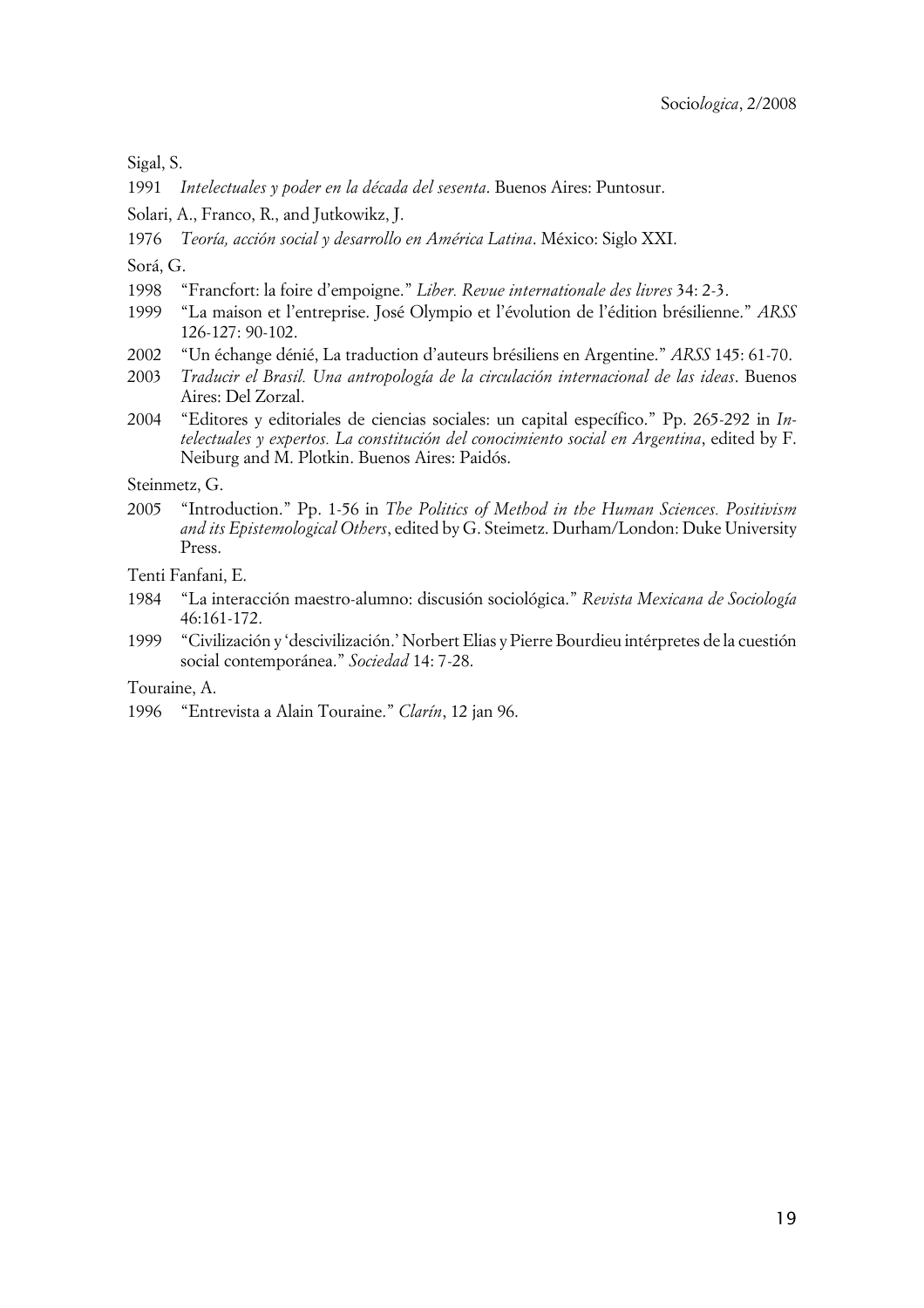Sigal, S.

1991 *Intelectuales y poder en la década del sesenta*. Buenos Aires: Puntosur.

Solari, A., Franco, R., and Jutkowikz, J.

1976 *Teoría, acción social y desarrollo en América Latina*. México: Siglo XXI.

Sorá, G.

1998 "Francfort: la foire d'empoigne." *Liber. Revue internationale des livres* 34: 2-3.

1999 "La maison et l'entreprise. José Olympio et l'évolution de l'édition brésilienne." *ARSS* 126-127: 90-102.

2002 "Un échange dénié, La traduction d'auteurs brésiliens en Argentine." *ARSS* 145: 61-70.

2003 *Traducir el Brasil. Una antropología de la circulación internacional de las ideas*. Buenos Aires: Del Zorzal.

2004 "Editores y editoriales de ciencias sociales: un capital específico." Pp. 265-292 in *Intelectuales y expertos. La constitución del conocimiento social en Argentina*, edited by F. Neiburg and M. Plotkin. Buenos Aires: Paidós.

Steinmetz, G.

2005 "Introduction." Pp. 1-56 in *The Politics of Method in the Human Sciences. Positivism and its Epistemological Others*, edited by G. Steimetz. Durham/London: Duke University Press.

Tenti Fanfani, E.

1984 "La interacción maestro-alumno: discusión sociológica." *Revista Mexicana de Sociología* 46:161-172.

1999 "Civilización y 'descivilización.' Norbert Elias y Pierre Bourdieu intérpretes de la cuestión social contemporánea." *Sociedad* 14: 7-28.

Touraine, A.

1996 "Entrevista a Alain Touraine." *Clarín*, 12 jan 96.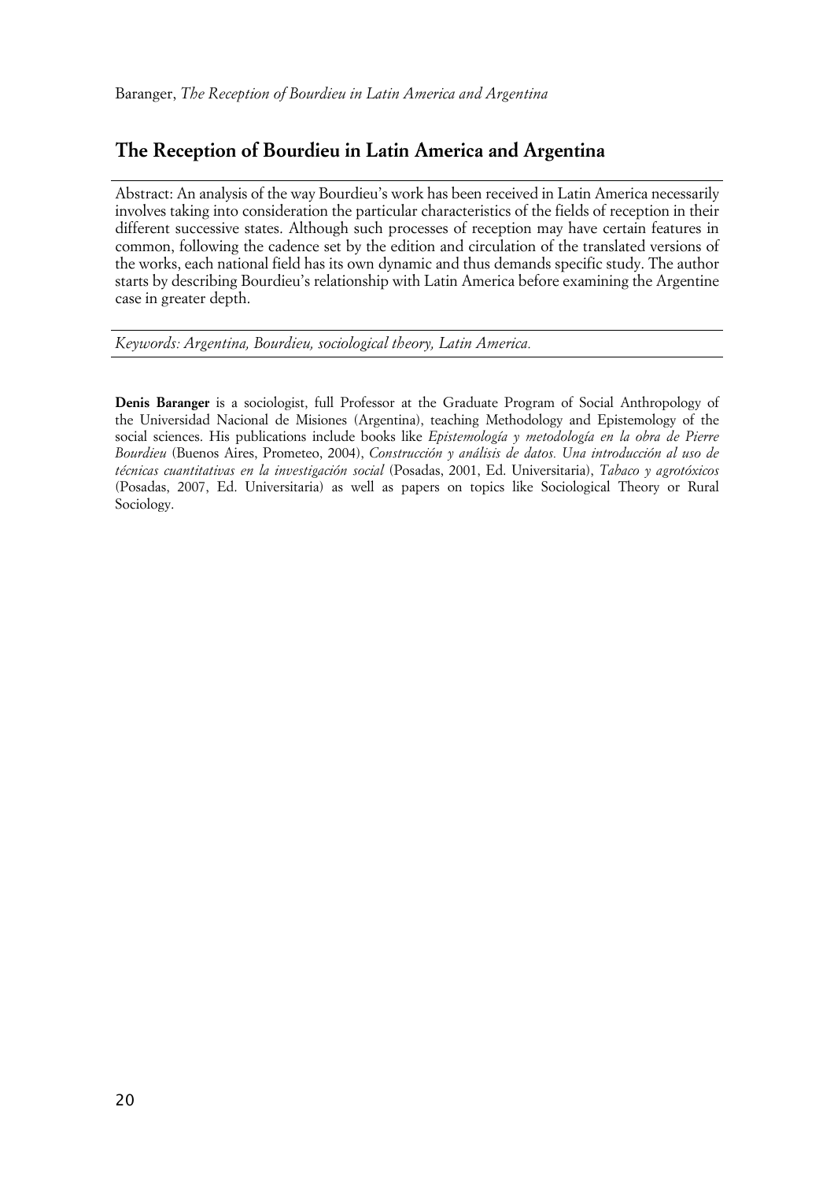## The Reception of Bourdieu in Latin America and Argentina

Abstract: An analysis of the way Bourdieu's work has been received in Latin America necessarily involves taking into consideration the particular characteristics of the fields of reception in their different successive states. Although such processes of reception may have certain features in common, following the cadence set by the edition and circulation of the translated versions of the works, each national field has its own dynamic and thus demands specific study. The author starts by describing Bourdieu's relationship with Latin America before examining the Argentine case in greater depth.

*Keywords: Argentina, Bourdieu, sociological theory, Latin America.*

**Denis Baranger** is a sociologist, full Professor at the Graduate Program of Social Anthropology of the Universidad Nacional de Misiones (Argentina), teaching Methodology and Epistemology of the social sciences. His publications include books like *Epistemología y metodología en la obra de Pierre Bourdieu* (Buenos Aires, Prometeo, 2004), *Construcción y análisis de datos. Una introducción al uso de técnicas cuantitativas en la investigación social* (Posadas, 2001, Ed. Universitaria), *Tabaco y agrotóxicos* (Posadas, 2007, Ed. Universitaria) as well as papers on topics like Sociological Theory or Rural Sociology.